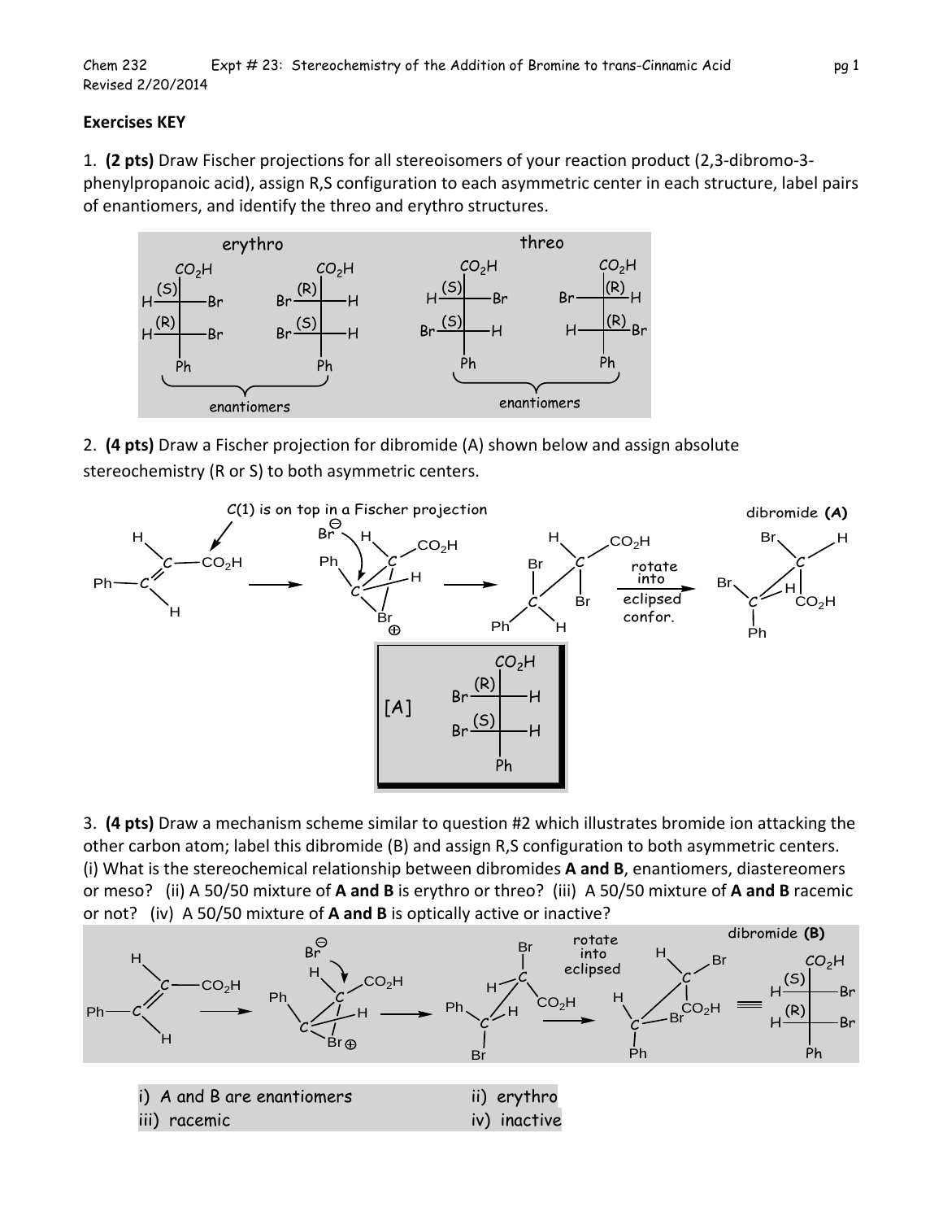**Exercises KEY**

1. **(2 pts)** Draw Fischer projections for all stereoisomers of your reaction product (2,3-dibromo-3-phenylpropanoic acid), assign R,S configuration to each asymmetric center in each structure, label pairs of enantiomers, and identify the threo and erythro structures.

2. **(4 pts)** Draw a Fischer projection for dibromide (A) shown below and assign absolute stereochemistry (R or S) to both asymmetric centers.

3. **(4 pts)** Draw a mechanism scheme similar to question #2 which illustrates bromide ion attacking the other carbon atom; label this dibromide (B) and assign R,S configuration to both asymmetric centers. (i) What is the stereochemical relationship between dibromides **A and B**, enantiomers, diastereomers or meso? (ii) A 50/50 mixture of **A and B** is erythro or threo? (iii) A 50/50 mixture of **A and B** racemic or not? (iv) A 50/50 mixture of **A and B** is optically active or inactive?

i) A and B are enantiomers

ii) erythro

iii) racemic

iv) inactive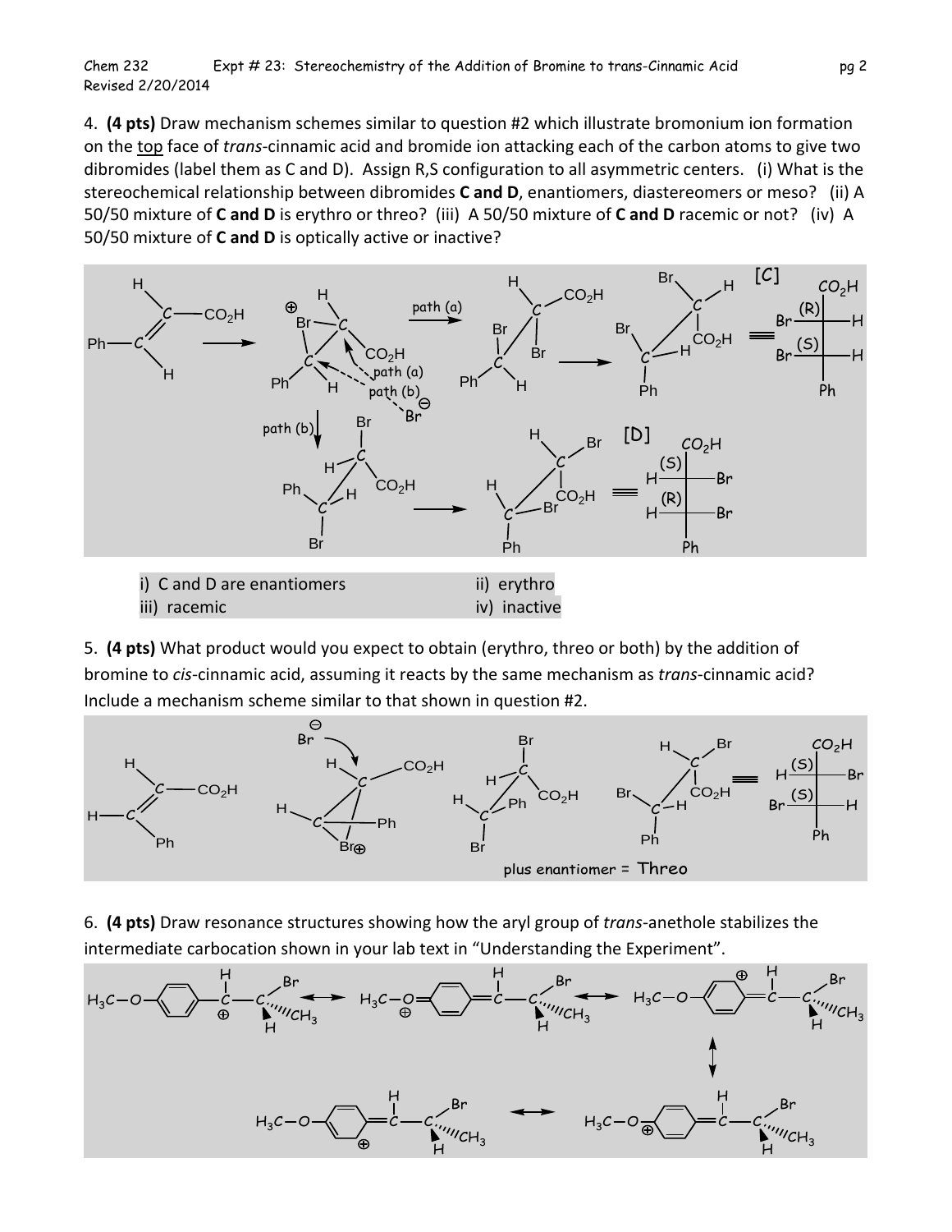4. **(4 pts)** Draw mechanism schemes similar to question #2 which illustrate bromonium ion formation on the top face of *trans*-cinnamic acid and bromide ion attacking each of the carbon atoms to give two dibromides (label them as C and D). Assign R,S configuration to all asymmetric centers. (i) What is the stereochemical relationship between dibromides **C and D**, enantiomers, diastereomers or meso? (ii) A 50/50 mixture of **C and D** is erythro or threo? (iii) A 50/50 mixture of **C and D** racemic or not? (iv) A 50/50 mixture of **C and D** is optically active or inactive?

i) C and D are enantiomers

ii) erythro

iii) racemic

iv) inactive

5. **(4 pts)** What product would you expect to obtain (erythro, threo or both) by the addition of bromine to *cis*-cinnamic acid, assuming it reacts by the same mechanism as *trans*-cinnamic acid? Include a mechanism scheme similar to that shown in question #2.

plus enantiomer = Threo

6. **(4 pts)** Draw resonance structures showing how the aryl group of *trans*-anethole stabilizes the intermediate carbocation shown in your lab text in "Understanding the Experiment".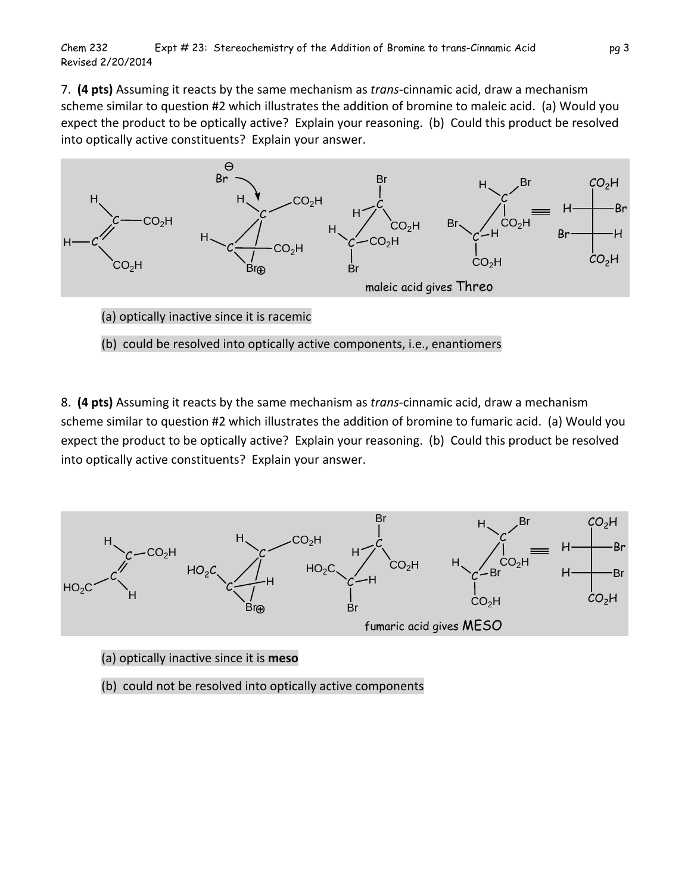7. **(4 pts)** Assuming it reacts by the same mechanism as *trans*-cinnamic acid, draw a mechanism scheme similar to question #2 which illustrates the addition of bromine to maleic acid. (a) Would you expect the product to be optically active? Explain your reasoning. (b) Could this product be resolved into optically active constituents? Explain your answer.

maleic acid gives Threo

(a) optically inactive since it is racemic

(b) could be resolved into optically active components, i.e., enantiomers

8. **(4 pts)** Assuming it reacts by the same mechanism as *trans*-cinnamic acid, draw a mechanism scheme similar to question #2 which illustrates the addition of bromine to fumaric acid. (a) Would you expect the product to be optically active? Explain your reasoning. (b) Could this product be resolved into optically active constituents? Explain your answer.

fumaric acid gives MESO

(a) optically inactive since it is **meso**

(b) could not be resolved into optically active components